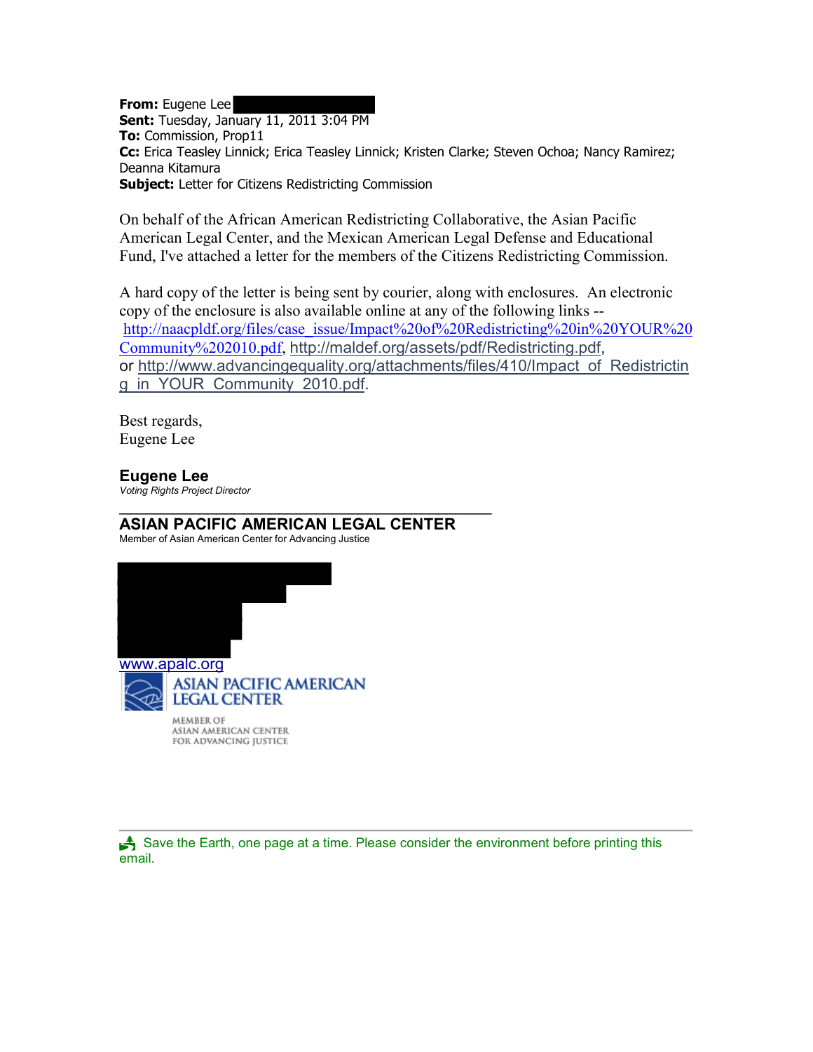**From:** Eugene Lee
**Sent:** Tuesday, January 11, 2011 3:04 PM
**To:** Commission, Prop11
**Cc:** Erica Teasley Linnick; Erica Teasley Linnick; Kristen Clarke; Steven Ochoa; Nancy Ramirez; Deanna Kitamura
**Subject:** Letter for Citizens Redistricting Commission

On behalf of the African American Redistricting Collaborative, the Asian Pacific American Legal Center, and the Mexican American Legal Defense and Educational Fund, I've attached a letter for the members of the Citizens Redistricting Commission.

A hard copy of the letter is being sent by courier, along with enclosures. An electronic copy of the enclosure is also available online at any of the following links -- http://naacpldf.org/files/case_issue/Impact%20of%20Redistricting%20in%20YOUR%20Community%202010.pdf, http://maldef.org/assets/pdf/Redistricting.pdf, or http://www.advancingequality.org/attachments/files/410/Impact_of_Redistricting_in_YOUR_Community_2010.pdf.

Best regards,
Eugene Lee

**Eugene Lee**
*Voting Rights Project Director*

---

**ASIAN PACIFIC AMERICAN LEGAL CENTER**
Member of Asian American Center for Advancing Justice

www.apalc.org

ASIAN PACIFIC AMERICAN LEGAL CENTER
MEMBER OF ASIAN AMERICAN CENTER FOR ADVANCING JUSTICE

---

Save the Earth, one page at a time. Please consider the environment before printing this email.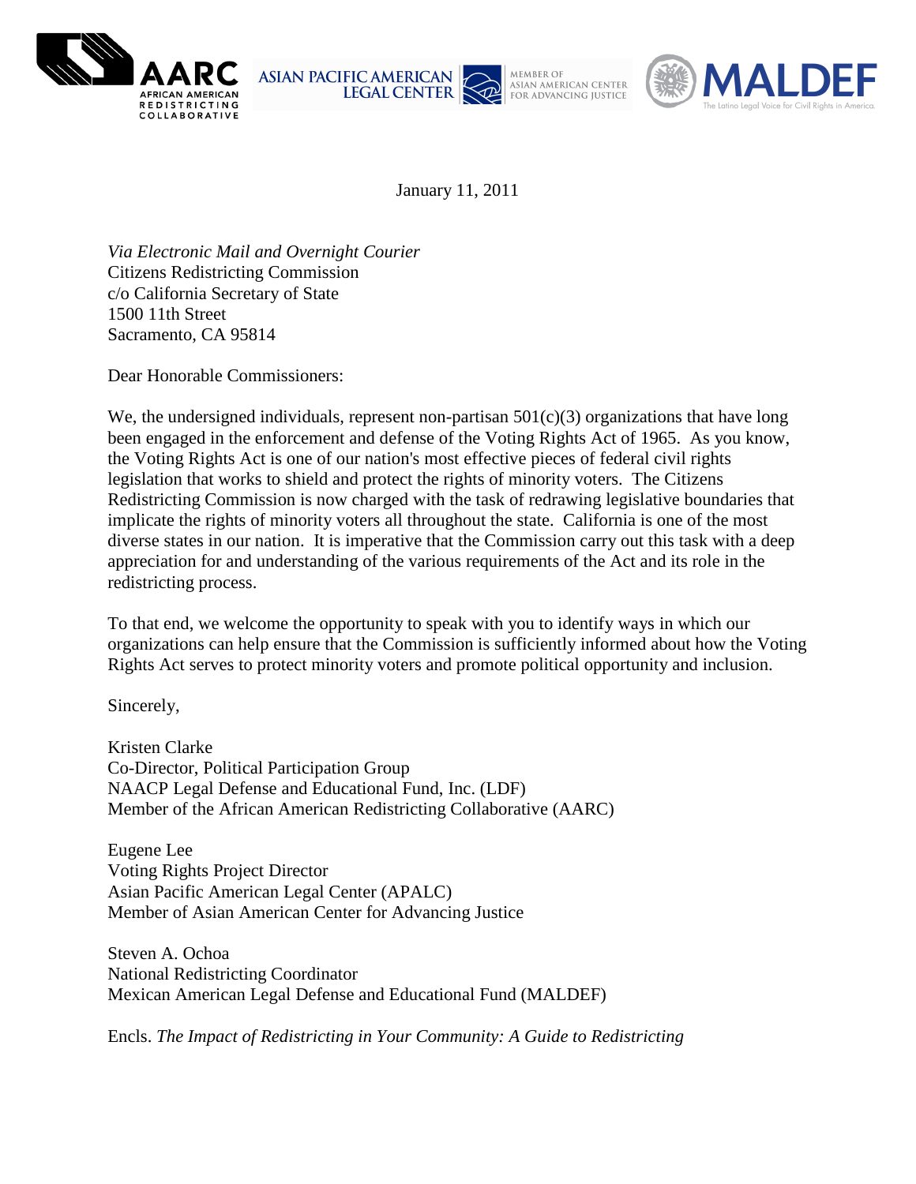January 11, 2011

*Via Electronic Mail and Overnight Courier*
Citizens Redistricting Commission
c/o California Secretary of State
1500 11th Street
Sacramento, CA 95814

Dear Honorable Commissioners:

We, the undersigned individuals, represent non-partisan 501(c)(3) organizations that have long been engaged in the enforcement and defense of the Voting Rights Act of 1965. As you know, the Voting Rights Act is one of our nation's most effective pieces of federal civil rights legislation that works to shield and protect the rights of minority voters. The Citizens Redistricting Commission is now charged with the task of redrawing legislative boundaries that implicate the rights of minority voters all throughout the state. California is one of the most diverse states in our nation. It is imperative that the Commission carry out this task with a deep appreciation for and understanding of the various requirements of the Act and its role in the redistricting process.

To that end, we welcome the opportunity to speak with you to identify ways in which our organizations can help ensure that the Commission is sufficiently informed about how the Voting Rights Act serves to protect minority voters and promote political opportunity and inclusion.

Sincerely,

Kristen Clarke
Co-Director, Political Participation Group
NAACP Legal Defense and Educational Fund, Inc. (LDF)
Member of the African American Redistricting Collaborative (AARC)

Eugene Lee
Voting Rights Project Director
Asian Pacific American Legal Center (APALC)
Member of Asian American Center for Advancing Justice

Steven A. Ochoa
National Redistricting Coordinator
Mexican American Legal Defense and Educational Fund (MALDEF)

Encls. *The Impact of Redistricting in Your Community: A Guide to Redistricting*